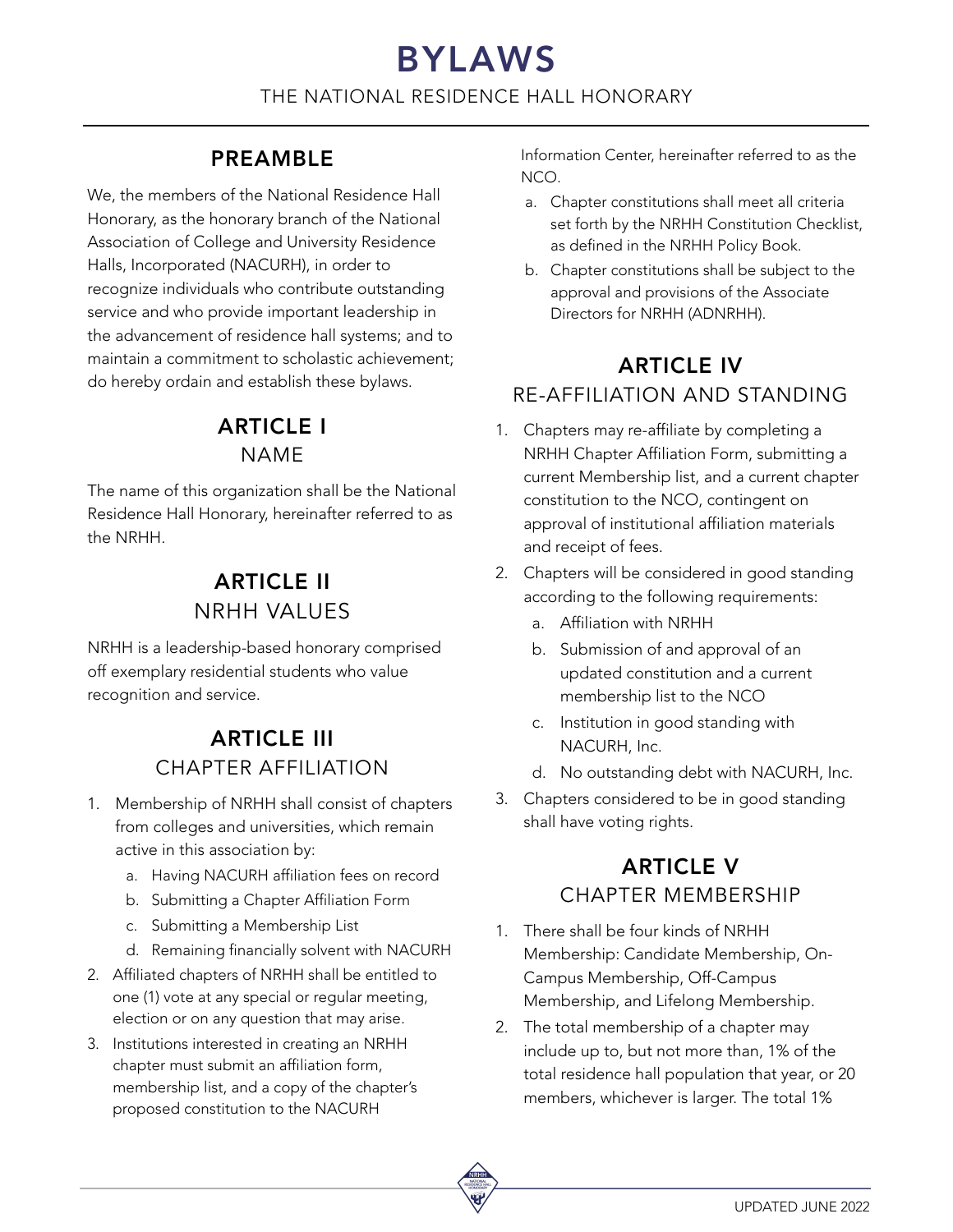# BYLAWS

THE NATIONAL RESIDENCE HALL HONORARY

## PREAMBLE

We, the members of the National Residence Hall Honorary, as the honorary branch of the National Association of College and University Residence Halls, Incorporated (NACURH), in order to recognize individuals who contribute outstanding service and who provide important leadership in the advancement of residence hall systems; and to maintain a commitment to scholastic achievement; do hereby ordain and establish these bylaws.

## ARTICLE I
### NAME

The name of this organization shall be the National Residence Hall Honorary, hereinafter referred to as the NRHH.

## ARTICLE II
### NRHH VALUES

NRHH is a leadership-based honorary comprised off exemplary residential students who value recognition and service.

## ARTICLE III
### CHAPTER AFFILIATION

1. Membership of NRHH shall consist of chapters from colleges and universities, which remain active in this association by:
   a. Having NACURH affiliation fees on record
   b. Submitting a Chapter Affiliation Form
   c. Submitting a Membership List
   d. Remaining financially solvent with NACURH
2. Affiliated chapters of NRHH shall be entitled to one (1) vote at any special or regular meeting, election or on any question that may arise.
3. Institutions interested in creating an NRHH chapter must submit an affiliation form, membership list, and a copy of the chapter's proposed constitution to the NACURH Information Center, hereinafter referred to as the NCO.
   a. Chapter constitutions shall meet all criteria set forth by the NRHH Constitution Checklist, as defined in the NRHH Policy Book.
   b. Chapter constitutions shall be subject to the approval and provisions of the Associate Directors for NRHH (ADNRHH).

## ARTICLE IV
### RE-AFFILIATION AND STANDING

1. Chapters may re-affiliate by completing a NRHH Chapter Affiliation Form, submitting a current Membership list, and a current chapter constitution to the NCO, contingent on approval of institutional affiliation materials and receipt of fees.
2. Chapters will be considered in good standing according to the following requirements:
   a. Affiliation with NRHH
   b. Submission of and approval of an updated constitution and a current membership list to the NCO
   c. Institution in good standing with NACURH, Inc.
   d. No outstanding debt with NACURH, Inc.
3. Chapters considered to be in good standing shall have voting rights.

## ARTICLE V
### CHAPTER MEMBERSHIP

1. There shall be four kinds of NRHH Membership: Candidate Membership, On-Campus Membership, Off-Campus Membership, and Lifelong Membership.
2. The total membership of a chapter may include up to, but not more than, 1% of the total residence hall population that year, or 20 members, whichever is larger. The total 1%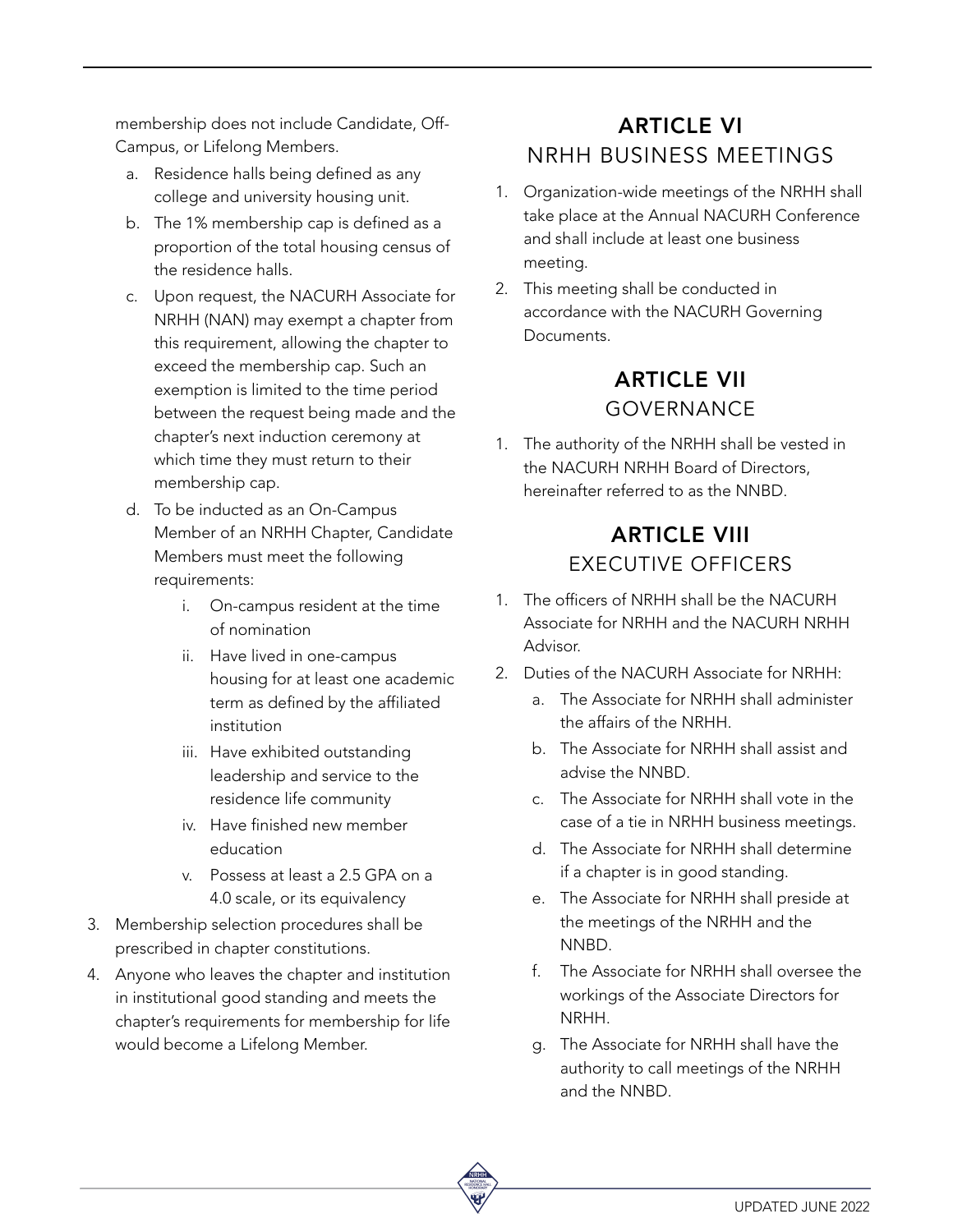membership does not include Candidate, Off-Campus, or Lifelong Members.

   a. Residence halls being defined as any college and university housing unit.
   b. The 1% membership cap is defined as a proportion of the total housing census of the residence halls.
   c. Upon request, the NACURH Associate for NRHH (NAN) may exempt a chapter from this requirement, allowing the chapter to exceed the membership cap. Such an exemption is limited to the time period between the request being made and the chapter's next induction ceremony at which time they must return to their membership cap.
   d. To be inducted as an On-Campus Member of an NRHH Chapter, Candidate Members must meet the following requirements:
      i. On-campus resident at the time of nomination
      ii. Have lived in one-campus housing for at least one academic term as defined by the affiliated institution
      iii. Have exhibited outstanding leadership and service to the residence life community
      iv. Have finished new member education
      v. Possess at least a 2.5 GPA on a 4.0 scale, or its equivalency

3. Membership selection procedures shall be prescribed in chapter constitutions.
4. Anyone who leaves the chapter and institution in institutional good standing and meets the chapter's requirements for membership for life would become a Lifelong Member.

## ARTICLE VI
## NRHH BUSINESS MEETINGS

1. Organization-wide meetings of the NRHH shall take place at the Annual NACURH Conference and shall include at least one business meeting.
2. This meeting shall be conducted in accordance with the NACURH Governing Documents.

## ARTICLE VII
## GOVERNANCE

1. The authority of the NRHH shall be vested in the NACURH NRHH Board of Directors, hereinafter referred to as the NNBD.

## ARTICLE VIII
## EXECUTIVE OFFICERS

1. The officers of NRHH shall be the NACURH Associate for NRHH and the NACURH NRHH Advisor.
2. Duties of the NACURH Associate for NRHH:
   a. The Associate for NRHH shall administer the affairs of the NRHH.
   b. The Associate for NRHH shall assist and advise the NNBD.
   c. The Associate for NRHH shall vote in the case of a tie in NRHH business meetings.
   d. The Associate for NRHH shall determine if a chapter is in good standing.
   e. The Associate for NRHH shall preside at the meetings of the NRHH and the NNBD.
   f. The Associate for NRHH shall oversee the workings of the Associate Directors for NRHH.
   g. The Associate for NRHH shall have the authority to call meetings of the NRHH and the NNBD.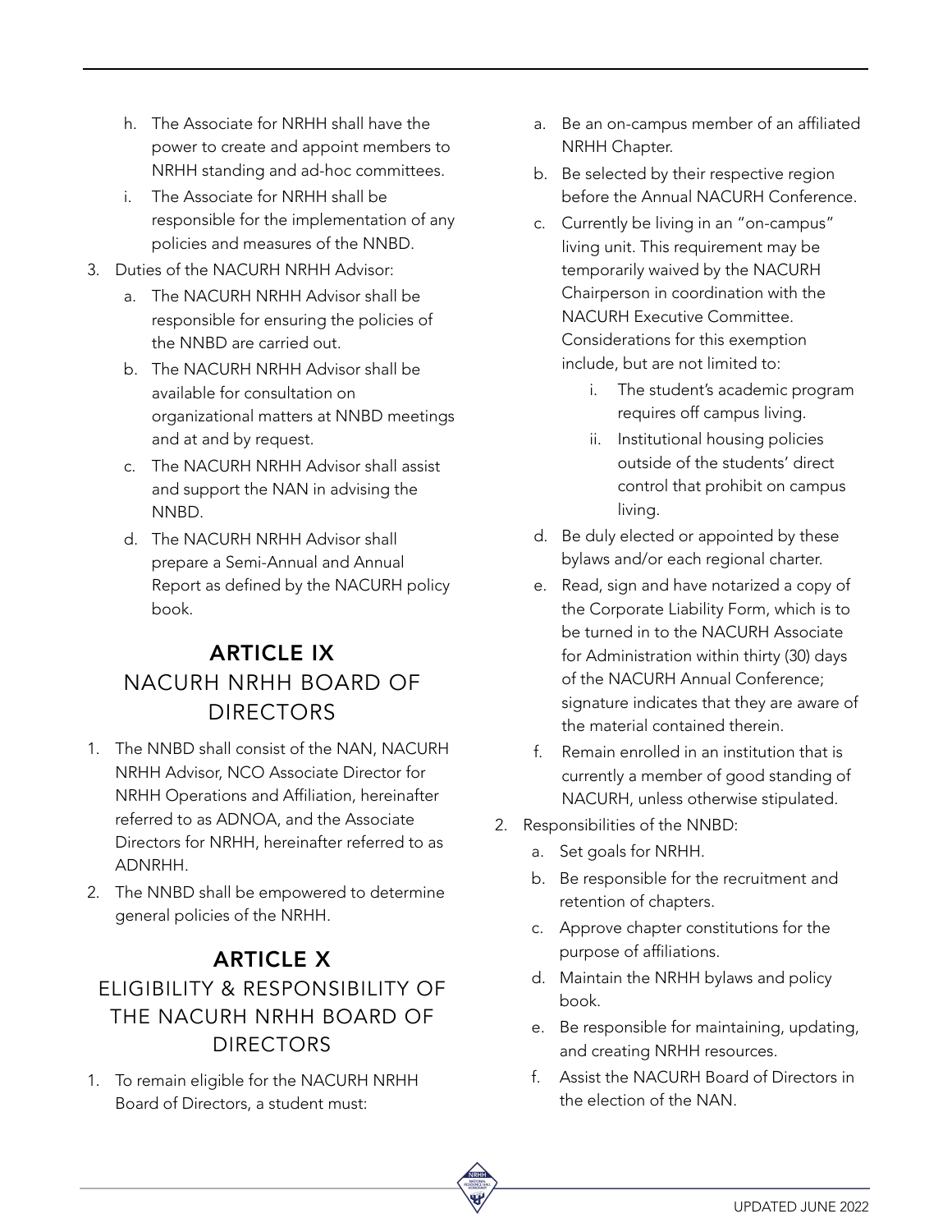h. The Associate for NRHH shall have the power to create and appoint members to NRHH standing and ad-hoc committees.

i. The Associate for NRHH shall be responsible for the implementation of any policies and measures of the NNBD.

3. Duties of the NACURH NRHH Advisor:
   a. The NACURH NRHH Advisor shall be responsible for ensuring the policies of the NNBD are carried out.
   b. The NACURH NRHH Advisor shall be available for consultation on organizational matters at NNBD meetings and at and by request.
   c. The NACURH NRHH Advisor shall assist and support the NAN in advising the NNBD.
   d. The NACURH NRHH Advisor shall prepare a Semi-Annual and Annual Report as defined by the NACURH policy book.

## ARTICLE IX
## NACURH NRHH BOARD OF DIRECTORS

1. The NNBD shall consist of the NAN, NACURH NRHH Advisor, NCO Associate Director for NRHH Operations and Affiliation, hereinafter referred to as ADNOA, and the Associate Directors for NRHH, hereinafter referred to as ADNRHH.
2. The NNBD shall be empowered to determine general policies of the NRHH.

## ARTICLE X
## ELIGIBILITY & RESPONSIBILITY OF THE NACURH NRHH BOARD OF DIRECTORS

1. To remain eligible for the NACURH NRHH Board of Directors, a student must:
   a. Be an on-campus member of an affiliated NRHH Chapter.
   b. Be selected by their respective region before the Annual NACURH Conference.
   c. Currently be living in an "on-campus" living unit. This requirement may be temporarily waived by the NACURH Chairperson in coordination with the NACURH Executive Committee. Considerations for this exemption include, but are not limited to:
      i. The student's academic program requires off campus living.
      ii. Institutional housing policies outside of the students' direct control that prohibit on campus living.
   d. Be duly elected or appointed by these bylaws and/or each regional charter.
   e. Read, sign and have notarized a copy of the Corporate Liability Form, which is to be turned in to the NACURH Associate for Administration within thirty (30) days of the NACURH Annual Conference; signature indicates that they are aware of the material contained therein.
   f. Remain enrolled in an institution that is currently a member of good standing of NACURH, unless otherwise stipulated.
2. Responsibilities of the NNBD:
   a. Set goals for NRHH.
   b. Be responsible for the recruitment and retention of chapters.
   c. Approve chapter constitutions for the purpose of affiliations.
   d. Maintain the NRHH bylaws and policy book.
   e. Be responsible for maintaining, updating, and creating NRHH resources.
   f. Assist the NACURH Board of Directors in the election of the NAN.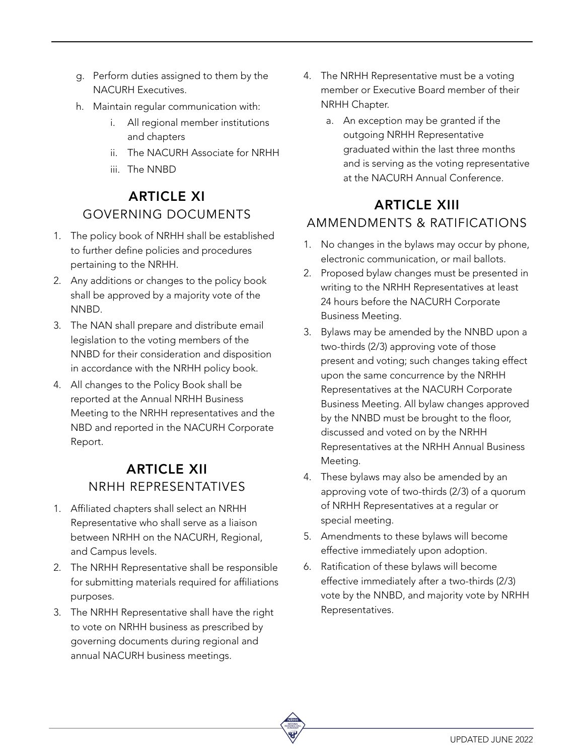g. Perform duties assigned to them by the NACURH Executives.
   h. Maintain regular communication with:
      i. All regional member institutions and chapters
      ii. The NACURH Associate for NRHH
      iii. The NNBD

## ARTICLE XI
## GOVERNING DOCUMENTS

1. The policy book of NRHH shall be established to further define policies and procedures pertaining to the NRHH.
2. Any additions or changes to the policy book shall be approved by a majority vote of the NNBD.
3. The NAN shall prepare and distribute email legislation to the voting members of the NNBD for their consideration and disposition in accordance with the NRHH policy book.
4. All changes to the Policy Book shall be reported at the Annual NRHH Business Meeting to the NRHH representatives and the NBD and reported in the NACURH Corporate Report.

## ARTICLE XII
## NRHH REPRESENTATIVES

1. Affiliated chapters shall select an NRHH Representative who shall serve as a liaison between NRHH on the NACURH, Regional, and Campus levels.
2. The NRHH Representative shall be responsible for submitting materials required for affiliations purposes.
3. The NRHH Representative shall have the right to vote on NRHH business as prescribed by governing documents during regional and annual NACURH business meetings.
4. The NRHH Representative must be a voting member or Executive Board member of their NRHH Chapter.
   a. An exception may be granted if the outgoing NRHH Representative graduated within the last three months and is serving as the voting representative at the NACURH Annual Conference.

## ARTICLE XIII
## AMMENDMENTS & RATIFICATIONS

1. No changes in the bylaws may occur by phone, electronic communication, or mail ballots.
2. Proposed bylaw changes must be presented in writing to the NRHH Representatives at least 24 hours before the NACURH Corporate Business Meeting.
3. Bylaws may be amended by the NNBD upon a two-thirds (2/3) approving vote of those present and voting; such changes taking effect upon the same concurrence by the NRHH Representatives at the NACURH Corporate Business Meeting. All bylaw changes approved by the NNBD must be brought to the floor, discussed and voted on by the NRHH Representatives at the NRHH Annual Business Meeting.
4. These bylaws may also be amended by an approving vote of two-thirds (2/3) of a quorum of NRHH Representatives at a regular or special meeting.
5. Amendments to these bylaws will become effective immediately upon adoption.
6. Ratification of these bylaws will become effective immediately after a two-thirds (2/3) vote by the NNBD, and majority vote by NRHH Representatives.